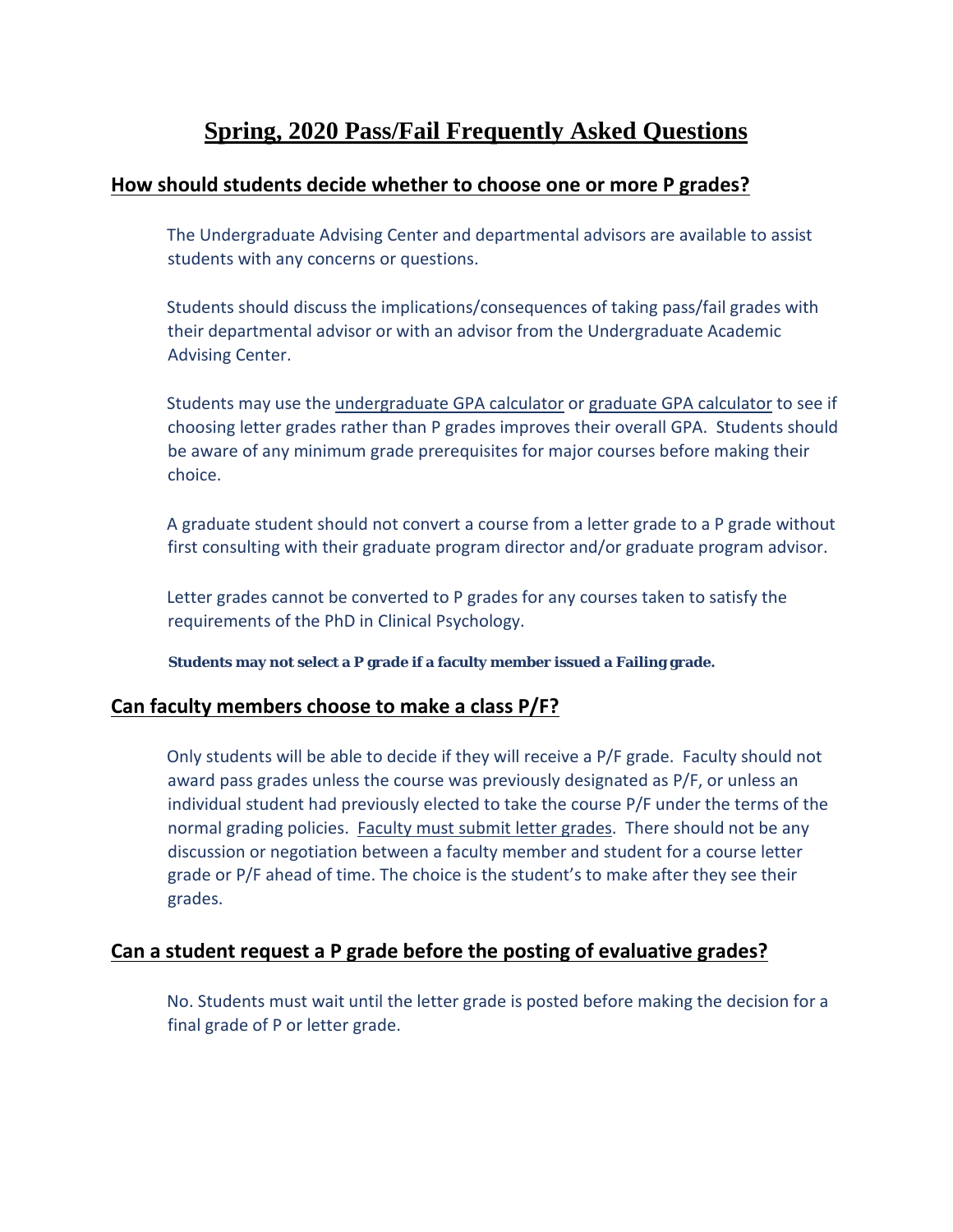# Spring, 2020 Pass/Fail Frequently Asked Questions

## How should students decide whether to choose one or more P grades?

The Undergraduate Advising Center and departmental advisors are available to assist students with any concerns or questions.

Students should discuss the implications/consequences of taking pass/fail grades with their departmental advisor or with an advisor from the Undergraduate Academic Advising Center.

Students may use the undergraduate GPA calculator or graduate GPA calculator to see if choosing letter grades rather than P grades improves their overall GPA. Students should be aware of any minimum grade prerequisites for major courses before making their choice.

A graduate student should not convert a course from a letter grade to a P grade without first consulting with their graduate program director and/or graduate program advisor.

Letter grades cannot be converted to P grades for any courses taken to satisfy the requirements of the PhD in Clinical Psychology.

**Students may not select a P grade if a faculty member issued a Failing grade.**

## Can faculty members choose to make a class P/F?

Only students will be able to decide if they will receive a P/F grade. Faculty should not award pass grades unless the course was previously designated as P/F, or unless an individual student had previously elected to take the course P/F under the terms of the normal grading policies. Faculty must submit letter grades. There should not be any discussion or negotiation between a faculty member and student for a course letter grade or P/F ahead of time. The choice is the student's to make after they see their grades.

## Can a student request a P grade before the posting of evaluative grades?

No. Students must wait until the letter grade is posted before making the decision for a final grade of P or letter grade.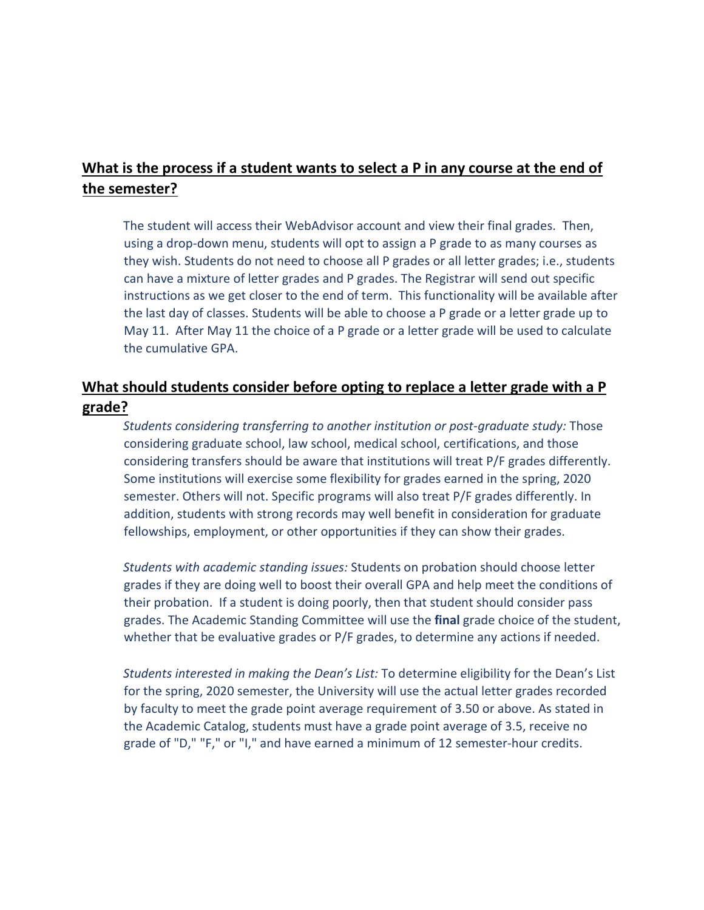## What is the process if a student wants to select a P in any course at the end of the semester?

The student will access their WebAdvisor account and view their final grades. Then, using a drop-down menu, students will opt to assign a P grade to as many courses as they wish. Students do not need to choose all P grades or all letter grades; i.e., students can have a mixture of letter grades and P grades. The Registrar will send out specific instructions as we get closer to the end of term. This functionality will be available after the last day of classes. Students will be able to choose a P grade or a letter grade up to May 11. After May 11 the choice of a P grade or a letter grade will be used to calculate the cumulative GPA.

## What should students consider before opting to replace a letter grade with a P grade?

*Students considering transferring to another institution or post-graduate study:* Those considering graduate school, law school, medical school, certifications, and those considering transfers should be aware that institutions will treat P/F grades differently. Some institutions will exercise some flexibility for grades earned in the spring, 2020 semester. Others will not. Specific programs will also treat P/F grades differently. In addition, students with strong records may well benefit in consideration for graduate fellowships, employment, or other opportunities if they can show their grades.

*Students with academic standing issues:* Students on probation should choose letter grades if they are doing well to boost their overall GPA and help meet the conditions of their probation. If a student is doing poorly, then that student should consider pass grades. The Academic Standing Committee will use the **final** grade choice of the student, whether that be evaluative grades or P/F grades, to determine any actions if needed.

*Students interested in making the Dean's List:* To determine eligibility for the Dean's List for the spring, 2020 semester, the University will use the actual letter grades recorded by faculty to meet the grade point average requirement of 3.50 or above. As stated in the Academic Catalog, students must have a grade point average of 3.5, receive no grade of "D," "F," or "I," and have earned a minimum of 12 semester-hour credits.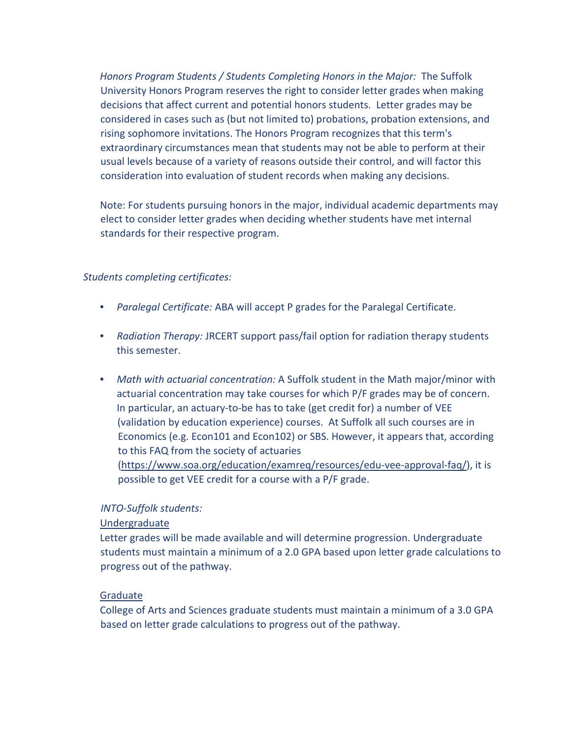*Honors Program Students / Students Completing Honors in the Major:* The Suffolk University Honors Program reserves the right to consider letter grades when making decisions that affect current and potential honors students. Letter grades may be considered in cases such as (but not limited to) probations, probation extensions, and rising sophomore invitations. The Honors Program recognizes that this term's extraordinary circumstances mean that students may not be able to perform at their usual levels because of a variety of reasons outside their control, and will factor this consideration into evaluation of student records when making any decisions.

Note: For students pursuing honors in the major, individual academic departments may elect to consider letter grades when deciding whether students have met internal standards for their respective program.

*Students completing certificates:*

- *Paralegal Certificate:* ABA will accept P grades for the Paralegal Certificate.
- *Radiation Therapy:* JRCERT support pass/fail option for radiation therapy students this semester.
- *Math with actuarial concentration:* A Suffolk student in the Math major/minor with actuarial concentration may take courses for which P/F grades may be of concern. In particular, an actuary-to-be has to take (get credit for) a number of VEE (validation by education experience) courses. At Suffolk all such courses are in Economics (e.g. Econ101 and Econ102) or SBS. However, it appears that, according to this FAQ from the society of actuaries (https://www.soa.org/education/examreq/resources/edu-vee-approval-faq/), it is possible to get VEE credit for a course with a P/F grade.

*INTO-Suffolk students:*

Undergraduate

Letter grades will be made available and will determine progression. Undergraduate students must maintain a minimum of a 2.0 GPA based upon letter grade calculations to progress out of the pathway.

Graduate

College of Arts and Sciences graduate students must maintain a minimum of a 3.0 GPA based on letter grade calculations to progress out of the pathway.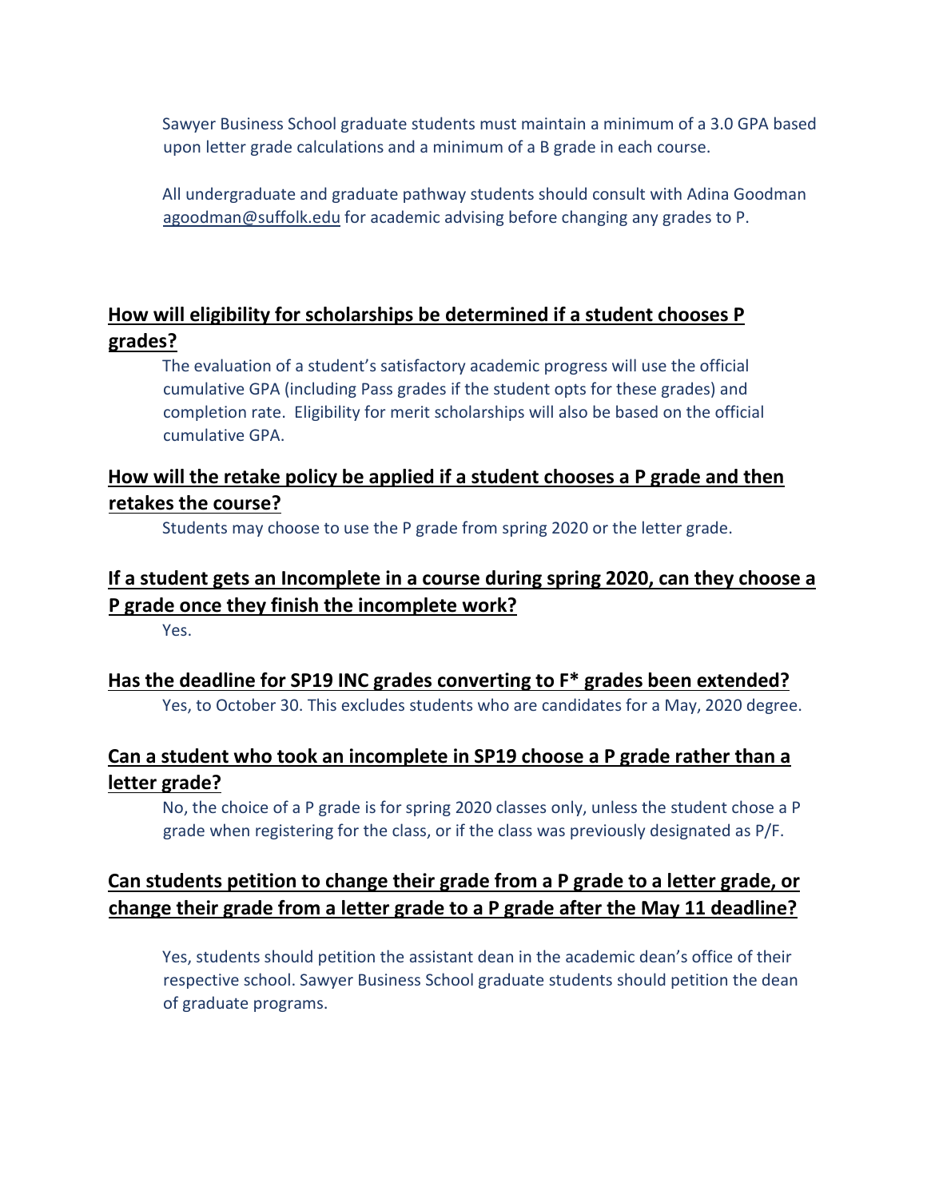Sawyer Business School graduate students must maintain a minimum of a 3.0 GPA based upon letter grade calculations and a minimum of a B grade in each course.

All undergraduate and graduate pathway students should consult with Adina Goodman agoodman@suffolk.edu for academic advising before changing any grades to P.

## How will eligibility for scholarships be determined if a student chooses P grades?

The evaluation of a student's satisfactory academic progress will use the official cumulative GPA (including Pass grades if the student opts for these grades) and completion rate. Eligibility for merit scholarships will also be based on the official cumulative GPA.

## How will the retake policy be applied if a student chooses a P grade and then retakes the course?

Students may choose to use the P grade from spring 2020 or the letter grade.

## If a student gets an Incomplete in a course during spring 2020, can they choose a P grade once they finish the incomplete work?

Yes.

## Has the deadline for SP19 INC grades converting to F* grades been extended?

Yes, to October 30. This excludes students who are candidates for a May, 2020 degree.

## Can a student who took an incomplete in SP19 choose a P grade rather than a letter grade?

No, the choice of a P grade is for spring 2020 classes only, unless the student chose a P grade when registering for the class, or if the class was previously designated as P/F.

## Can students petition to change their grade from a P grade to a letter grade, or change their grade from a letter grade to a P grade after the May 11 deadline?

Yes, students should petition the assistant dean in the academic dean's office of their respective school. Sawyer Business School graduate students should petition the dean of graduate programs.